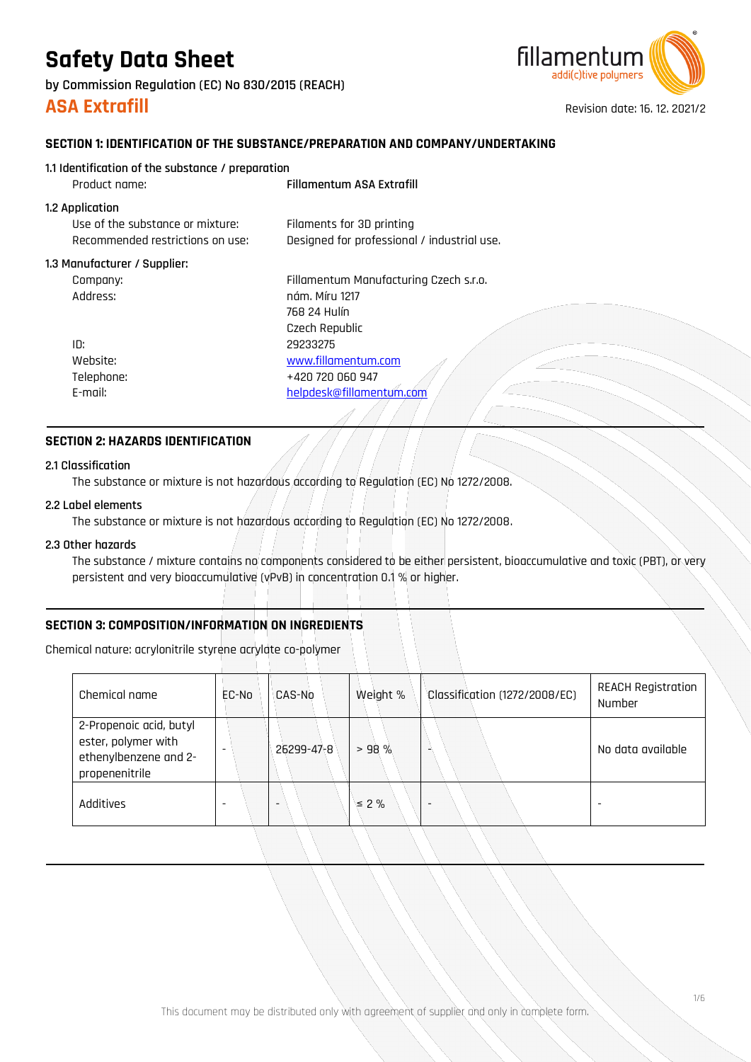# Safety Data Sheet

**by Commission Regulation (EC) No 830/2015 (REACH)**

## ASA Extrafill

Revision date: 16. 12. 2021/2

### SECTION 1: IDENTIFICATION OF THE SUBSTANCE/PREPARATION AND COMPANY/UNDERTAKING

**1.1 Identification of the substance / preparation**

Product name: **Fillamentum ASA Extrafill**

**1.2 Application**

Use of the substance or mixture: Filaments for 3D printing

Recommended restrictions on use: Designed for professional / industrial use.

**1.3 Manufacturer / Supplier:**

Company: Fillamentum Manufacturing Czech s.r.o.

Address: nám. Míru 1217
768 24 Hulín
Czech Republic

ID: 29233275

Website: www.fillamentum.com

Telephone: +420 720 060 947

E-mail: helpdesk@fillamentum.com

### SECTION 2: HAZARDS IDENTIFICATION

**2.1 Classification**

The substance or mixture is not hazardous according to Regulation (EC) No 1272/2008.

**2.2 Label elements**

The substance or mixture is not hazardous according to Regulation (EC) No 1272/2008.

**2.3 Other hazards**

The substance / mixture contains no components considered to be either persistent, bioaccumulative and toxic (PBT), or very persistent and very bioaccumulative (vPvB) in concentration 0.1 % or higher.

### SECTION 3: COMPOSITION/INFORMATION ON INGREDIENTS

Chemical nature: acrylonitrile styrene acrylate co-polymer

| Chemical name | EC-No | CAS-No | Weight % | Classification (1272/2008/EC) | REACH Registration Number |
|---|---|---|---|---|---|
| 2-Propenoic acid, butyl ester, polymer with ethenylbenzene and 2-propenenitrile | - | 26299-47-8 | > 98 % | - | No data available |
| Additives | - | - | ≤ 2 % | - | - |

This document may be distributed only with agreement of supplier and only in complete form.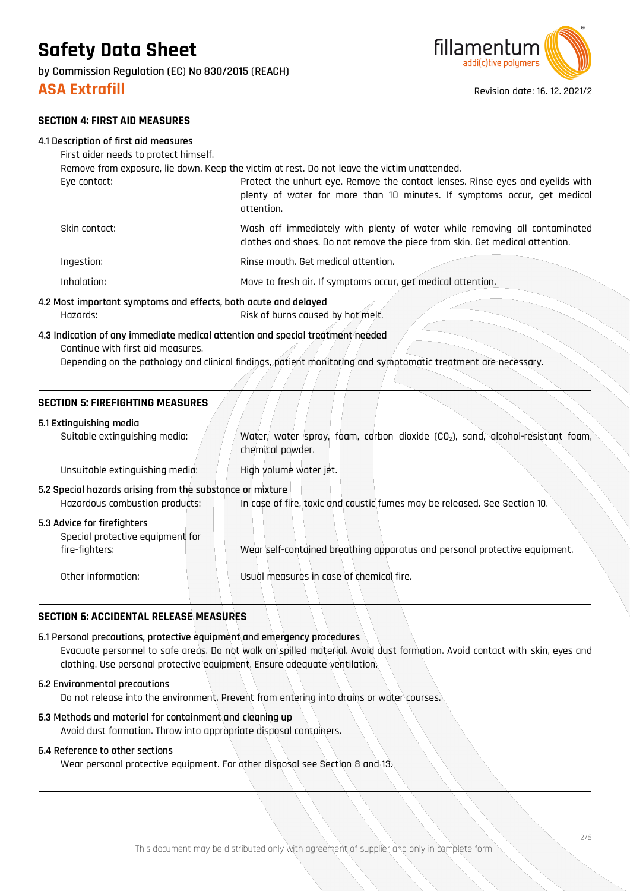## SECTION 4: FIRST AID MEASURES

### 4.1 Description of first aid measures

First aider needs to protect himself.

Remove from exposure, lie down. Keep the victim at rest. Do not leave the victim unattended.

| | |
|---|---|
| Eye contact: | Protect the unhurt eye. Remove the contact lenses. Rinse eyes and eyelids with plenty of water for more than 10 minutes. If symptoms occur, get medical attention. |
| Skin contact: | Wash off immediately with plenty of water while removing all contaminated clothes and shoes. Do not remove the piece from skin. Get medical attention. |
| Ingestion: | Rinse mouth. Get medical attention. |
| Inhalation: | Move to fresh air. If symptoms occur, get medical attention. |

### 4.2 Most important symptoms and effects, both acute and delayed

| | |
|---|---|
| Hazards: | Risk of burns caused by hot melt. |

### 4.3 Indication of any immediate medical attention and special treatment needed

Continue with first aid measures.

Depending on the pathology and clinical findings, patient monitoring and symptomatic treatment are necessary.

## SECTION 5: FIREFIGHTING MEASURES

### 5.1 Extinguishing media

| | |
|---|---|
| Suitable extinguishing media: | Water, water spray, foam, carbon dioxide ($CO_2$), sand, alcohol-resistant foam, chemical powder. |
| Unsuitable extinguishing media: | High volume water jet. |

### 5.2 Special hazards arising from the substance or mixture

| | |
|---|---|
| Hazardous combustion products: | In case of fire, toxic and caustic fumes may be released. See Section 10. |

### 5.3 Advice for firefighters

| | |
|---|---|
| Special protective equipment for fire-fighters: | Wear self-contained breathing apparatus and personal protective equipment. |
| Other information: | Usual measures in case of chemical fire. |

## SECTION 6: ACCIDENTAL RELEASE MEASURES

### 6.1 Personal precautions, protective equipment and emergency procedures

Evacuate personnel to safe areas. Do not walk on spilled material. Avoid dust formation. Avoid contact with skin, eyes and clothing. Use personal protective equipment. Ensure adequate ventilation.

### 6.2 Environmental precautions

Do not release into the environment. Prevent from entering into drains or water courses.

### 6.3 Methods and material for containment and cleaning up

Avoid dust formation. Throw into appropriate disposal containers.

### 6.4 Reference to other sections

Wear personal protective equipment. For other disposal see Section 8 and 13.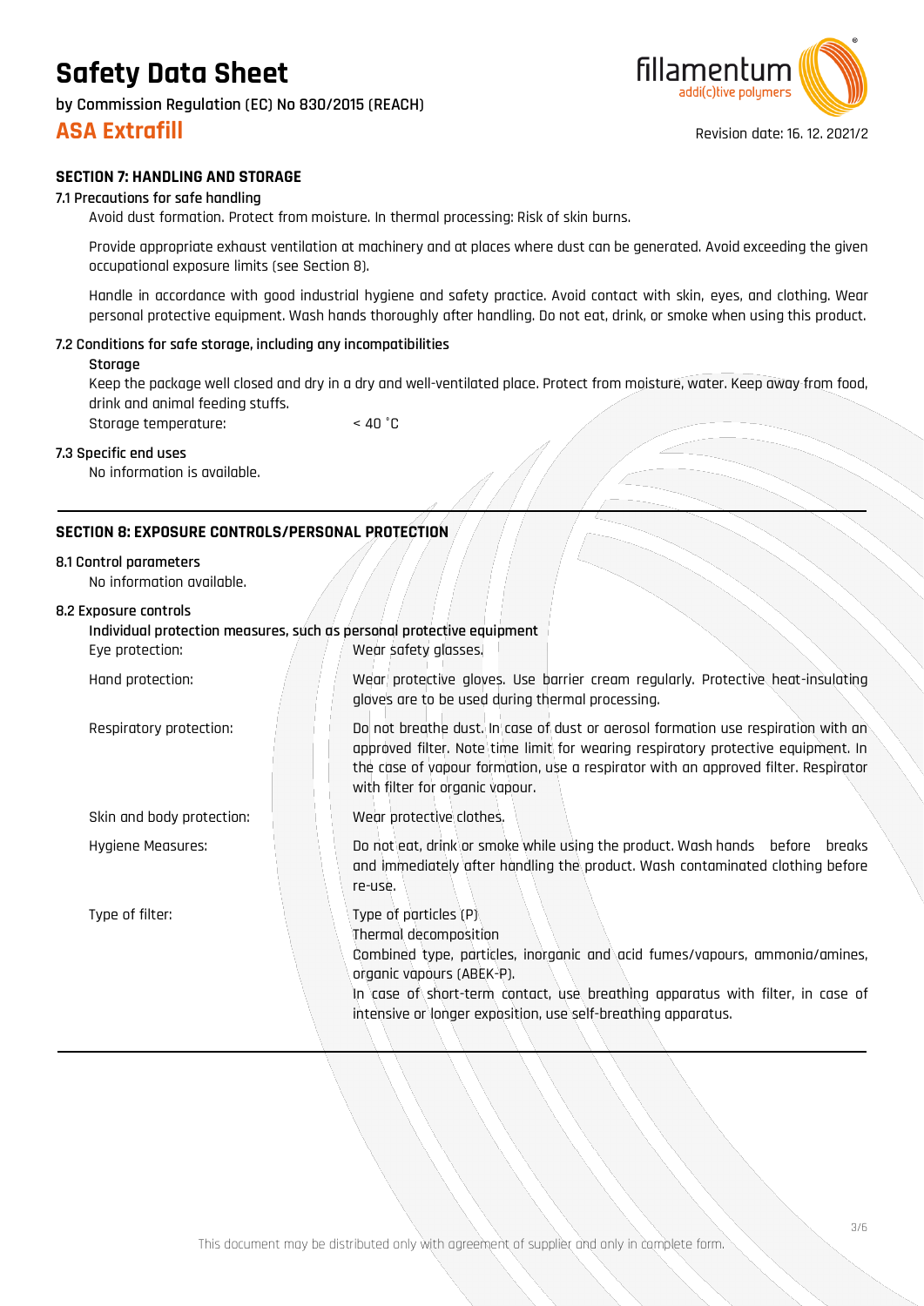## SECTION 7: HANDLING AND STORAGE

### 7.1 Precautions for safe handling

Avoid dust formation. Protect from moisture. In thermal processing: Risk of skin burns.

Provide appropriate exhaust ventilation at machinery and at places where dust can be generated. Avoid exceeding the given occupational exposure limits (see Section 8).

Handle in accordance with good industrial hygiene and safety practice. Avoid contact with skin, eyes, and clothing. Wear personal protective equipment. Wash hands thoroughly after handling. Do not eat, drink, or smoke when using this product.

### 7.2 Conditions for safe storage, including any incompatibilities

**Storage**

Keep the package well closed and dry in a dry and well-ventilated place. Protect from moisture, water. Keep away from food, drink and animal feeding stuffs.

Storage temperature: < 40 °C

### 7.3 Specific end uses

No information is available.

## SECTION 8: EXPOSURE CONTROLS/PERSONAL PROTECTION

### 8.1 Control parameters

No information available.

### 8.2 Exposure controls

**Individual protection measures, such as personal protective equipment**

| | |
|---|---|
| Eye protection: | Wear safety glasses. |
| Hand protection: | Wear protective gloves. Use barrier cream regularly. Protective heat-insulating gloves are to be used during thermal processing. |
| Respiratory protection: | Do not breathe dust. In case of dust or aerosol formation use respiration with an approved filter. Note time limit for wearing respiratory protective equipment. In the case of vapour formation, use a respirator with an approved filter. Respirator with filter for organic vapour. |
| Skin and body protection: | Wear protective clothes. |
| Hygiene Measures: | Do not eat, drink or smoke while using the product. Wash hands before breaks and immediately after handling the product. Wash contaminated clothing before re-use. |
| Type of filter: | Type of particles (P)<br>Thermal decomposition<br>Combined type, particles, inorganic and acid fumes/vapours, ammonia/amines, organic vapours (ABEK-P).<br>In case of short-term contact, use breathing apparatus with filter, in case of intensive or longer exposition, use self-breathing apparatus. |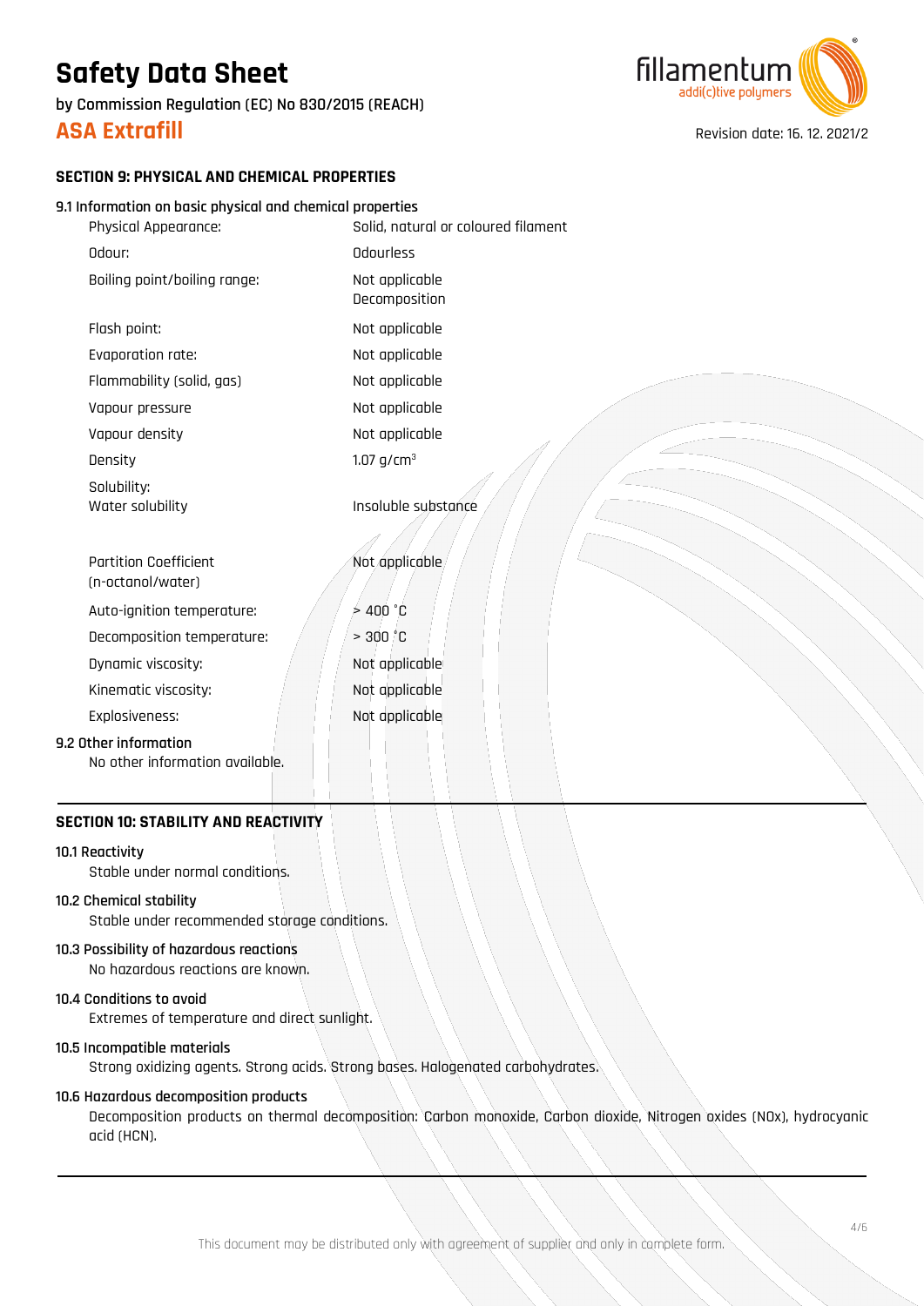## SECTION 9: PHYSICAL AND CHEMICAL PROPERTIES

### 9.1 Information on basic physical and chemical properties

| Property | Value |
| --- | --- |
| Physical Appearance: | Solid, natural or coloured filament |
| Odour: | Odourless |
| Boiling point/boiling range: | Not applicable<br>Decomposition |
| Flash point: | Not applicable |
| Evaporation rate: | Not applicable |
| Flammability (solid, gas) | Not applicable |
| Vapour pressure | Not applicable |
| Vapour density | Not applicable |
| Density | 1.07 g/cm$^3$ |
| Solubility:<br>Water solubility | Insoluble substance |
| Partition Coefficient (n-octanol/water) | Not applicable |
| Auto-ignition temperature: | > 400 °C |
| Decomposition temperature: | > 300 °C |
| Dynamic viscosity: | Not applicable |
| Kinematic viscosity: | Not applicable |
| Explosiveness: | Not applicable |

### 9.2 Other information

No other information available.

## SECTION 10: STABILITY AND REACTIVITY

### 10.1 Reactivity

Stable under normal conditions.

### 10.2 Chemical stability

Stable under recommended storage conditions.

### 10.3 Possibility of hazardous reactions

No hazardous reactions are known.

### 10.4 Conditions to avoid

Extremes of temperature and direct sunlight.

### 10.5 Incompatible materials

Strong oxidizing agents. Strong acids. Strong bases. Halogenated carbohydrates.

### 10.6 Hazardous decomposition products

Decomposition products on thermal decomposition: Carbon monoxide, Carbon dioxide, Nitrogen oxides (NOx), hydrocyanic acid (HCN).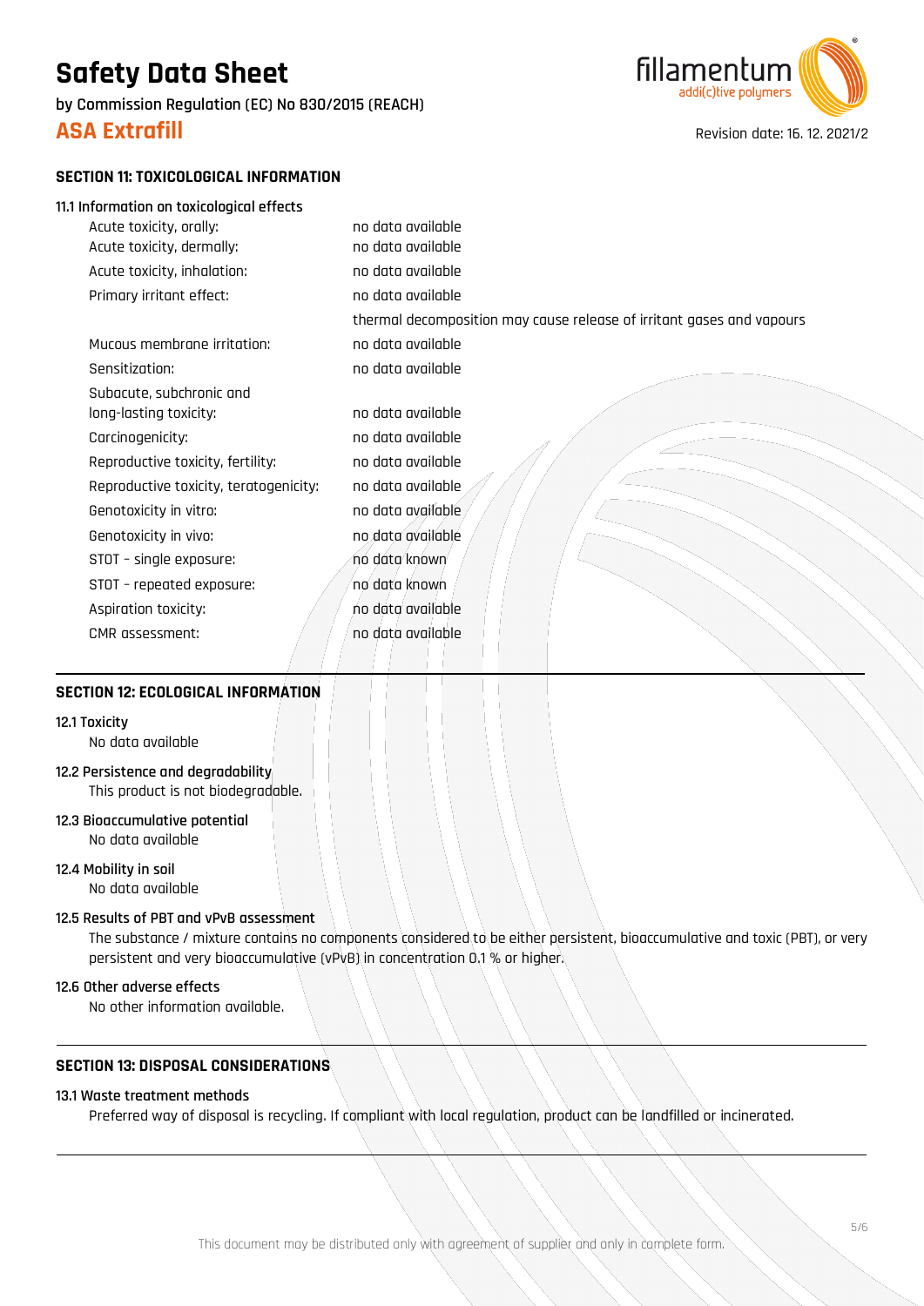## SECTION 11: TOXICOLOGICAL INFORMATION

### 11.1 Information on toxicological effects

| | |
|---|---|
| Acute toxicity, orally: | no data available |
| Acute toxicity, dermally: | no data available |
| Acute toxicity, inhalation: | no data available |
| Primary irritant effect: | no data available<br>thermal decomposition may cause release of irritant gases and vapours |
| Mucous membrane irritation: | no data available |
| Sensitization: | no data available |
| Subacute, subchronic and long-lasting toxicity: | no data available |
| Carcinogenicity: | no data available |
| Reproductive toxicity, fertility: | no data available |
| Reproductive toxicity, teratogenicity: | no data available |
| Genotoxicity in vitro: | no data available |
| Genotoxicity in vivo: | no data available |
| STOT – single exposure: | no data known |
| STOT – repeated exposure: | no data known |
| Aspiration toxicity: | no data available |
| CMR assessment: | no data available |

## SECTION 12: ECOLOGICAL INFORMATION

### 12.1 Toxicity
No data available

### 12.2 Persistence and degradability
This product is not biodegradable.

### 12.3 Bioaccumulative potential
No data available

### 12.4 Mobility in soil
No data available

### 12.5 Results of PBT and vPvB assessment
The substance / mixture contains no components considered to be either persistent, bioaccumulative and toxic (PBT), or very persistent and very bioaccumulative (vPvB) in concentration 0.1 % or higher.

### 12.6 Other adverse effects
No other information available.

## SECTION 13: DISPOSAL CONSIDERATIONS

### 13.1 Waste treatment methods
Preferred way of disposal is recycling. If compliant with local regulation, product can be landfilled or incinerated.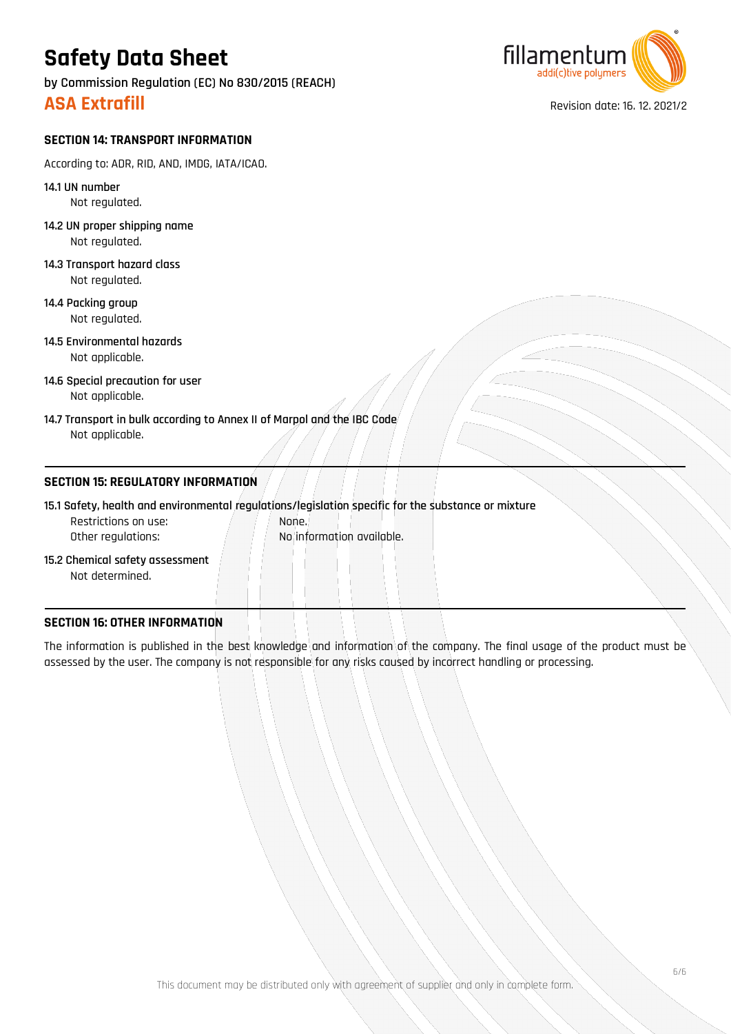## SECTION 14: TRANSPORT INFORMATION

According to: ADR, RID, AND, IMDG, IATA/ICAO.

**14.1 UN number**
Not regulated.

**14.2 UN proper shipping name**
Not regulated.

**14.3 Transport hazard class**
Not regulated.

**14.4 Packing group**
Not regulated.

**14.5 Environmental hazards**
Not applicable.

**14.6 Special precaution for user**
Not applicable.

**14.7 Transport in bulk according to Annex II of Marpol and the IBC Code**
Not applicable.

## SECTION 15: REGULATORY INFORMATION

**15.1 Safety, health and environmental regulations/legislation specific for the substance or mixture**

| | |
|---|---|
| Restrictions on use: | None. |
| Other regulations: | No information available. |

**15.2 Chemical safety assessment**
Not determined.

## SECTION 16: OTHER INFORMATION

The information is published in the best knowledge and information of the company. The final usage of the product must be assessed by the user. The company is not responsible for any risks caused by incorrect handling or processing.

This document may be distributed only with agreement of supplier and only in complete form.